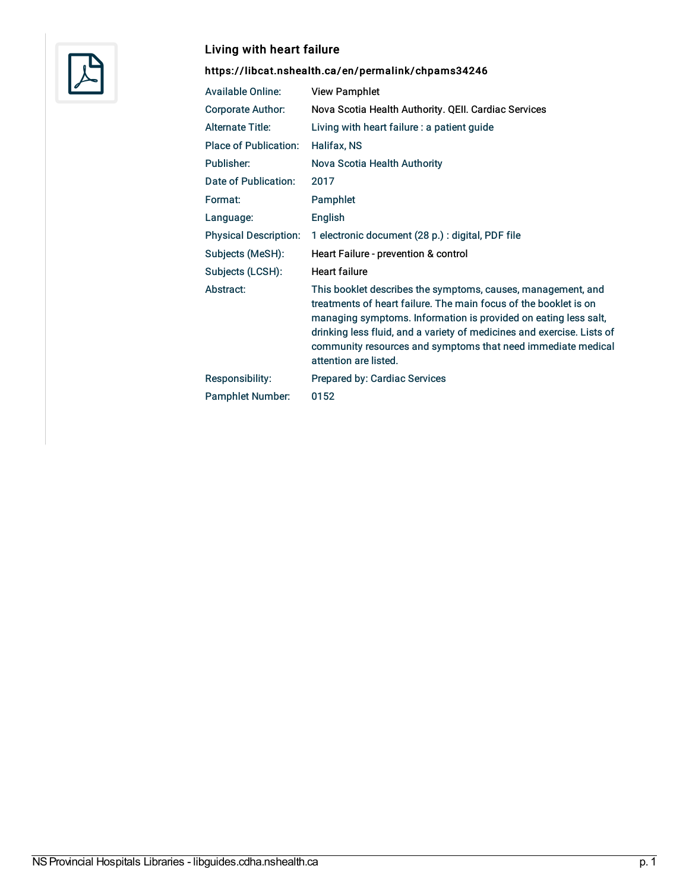## Living with heart failure

**https://libcat.nshealth.ca/en/permalink/chpams34246**

| | |
|---|---|
| Available Online: | View Pamphlet |
| Corporate Author: | Nova Scotia Health Authority. QEII. Cardiac Services |
| Alternate Title: | Living with heart failure : a patient guide |
| Place of Publication: | Halifax, NS |
| Publisher: | Nova Scotia Health Authority |
| Date of Publication: | 2017 |
| Format: | Pamphlet |
| Language: | English |
| Physical Description: | 1 electronic document (28 p.) : digital, PDF file |
| Subjects (MeSH): | Heart Failure - prevention & control |
| Subjects (LCSH): | Heart failure |
| Abstract: | This booklet describes the symptoms, causes, management, and treatments of heart failure. The main focus of the booklet is on managing symptoms. Information is provided on eating less salt, drinking less fluid, and a variety of medicines and exercise. Lists of community resources and symptoms that need immediate medical attention are listed. |
| Responsibility: | Prepared by: Cardiac Services |
| Pamphlet Number: | 0152 |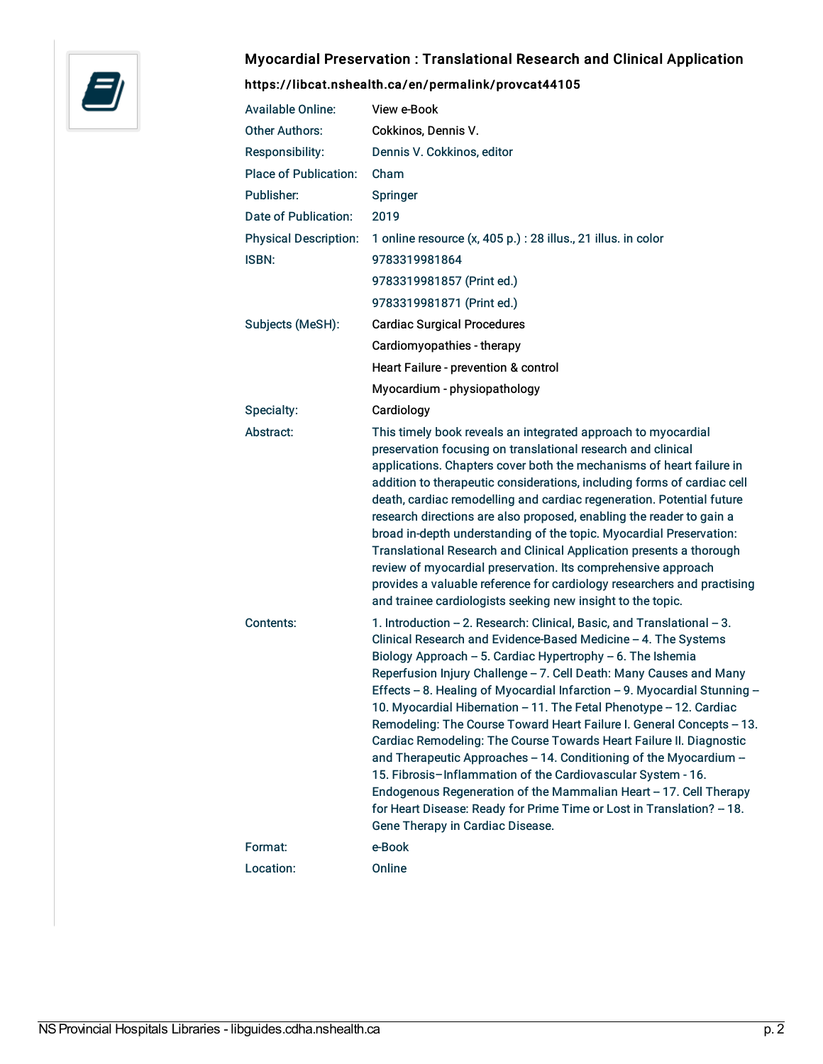## Myocardial Preservation : Translational Research and Clinical Application

**https://libcat.nshealth.ca/en/permalink/provcat44105**

| | |
|---|---|
| Available Online: | View e-Book |
| Other Authors: | Cokkinos, Dennis V. |
| Responsibility: | Dennis V. Cokkinos, editor |
| Place of Publication: | Cham |
| Publisher: | Springer |
| Date of Publication: | 2019 |
| Physical Description: | 1 online resource (x, 405 p.) : 28 illus., 21 illus. in color |
| ISBN: | 9783319981864<br>9783319981857 (Print ed.)<br>9783319981871 (Print ed.) |
| Subjects (MeSH): | Cardiac Surgical Procedures<br>Cardiomyopathies - therapy<br>Heart Failure - prevention & control<br>Myocardium - physiopathology |
| Specialty: | Cardiology |
| Abstract: | This timely book reveals an integrated approach to myocardial preservation focusing on translational research and clinical applications. Chapters cover both the mechanisms of heart failure in addition to therapeutic considerations, including forms of cardiac cell death, cardiac remodelling and cardiac regeneration. Potential future research directions are also proposed, enabling the reader to gain a broad in-depth understanding of the topic. Myocardial Preservation: Translational Research and Clinical Application presents a thorough review of myocardial preservation. Its comprehensive approach provides a valuable reference for cardiology researchers and practising and trainee cardiologists seeking new insight to the topic. |
| Contents: | 1. Introduction -- 2. Research: Clinical, Basic, and Translational -- 3. Clinical Research and Evidence-Based Medicine -- 4. The Systems Biology Approach -- 5. Cardiac Hypertrophy -- 6. The Ishemia Reperfusion Injury Challenge -- 7. Cell Death: Many Causes and Many Effects -- 8. Healing of Myocardial Infarction -- 9. Myocardial Stunning -- 10. Myocardial Hibernation -- 11. The Fetal Phenotype -- 12. Cardiac Remodeling: The Course Toward Heart Failure I. General Concepts -- 13. Cardiac Remodeling: The Course Towards Heart Failure II. Diagnostic and Therapeutic Approaches -- 14. Conditioning of the Myocardium -- 15. Fibrosis–Inflammation of the Cardiovascular System - 16. Endogenous Regeneration of the Mammalian Heart -- 17. Cell Therapy for Heart Disease: Ready for Prime Time or Lost in Translation? -- 18. Gene Therapy in Cardiac Disease. |
| Format: | e-Book |
| Location: | Online |